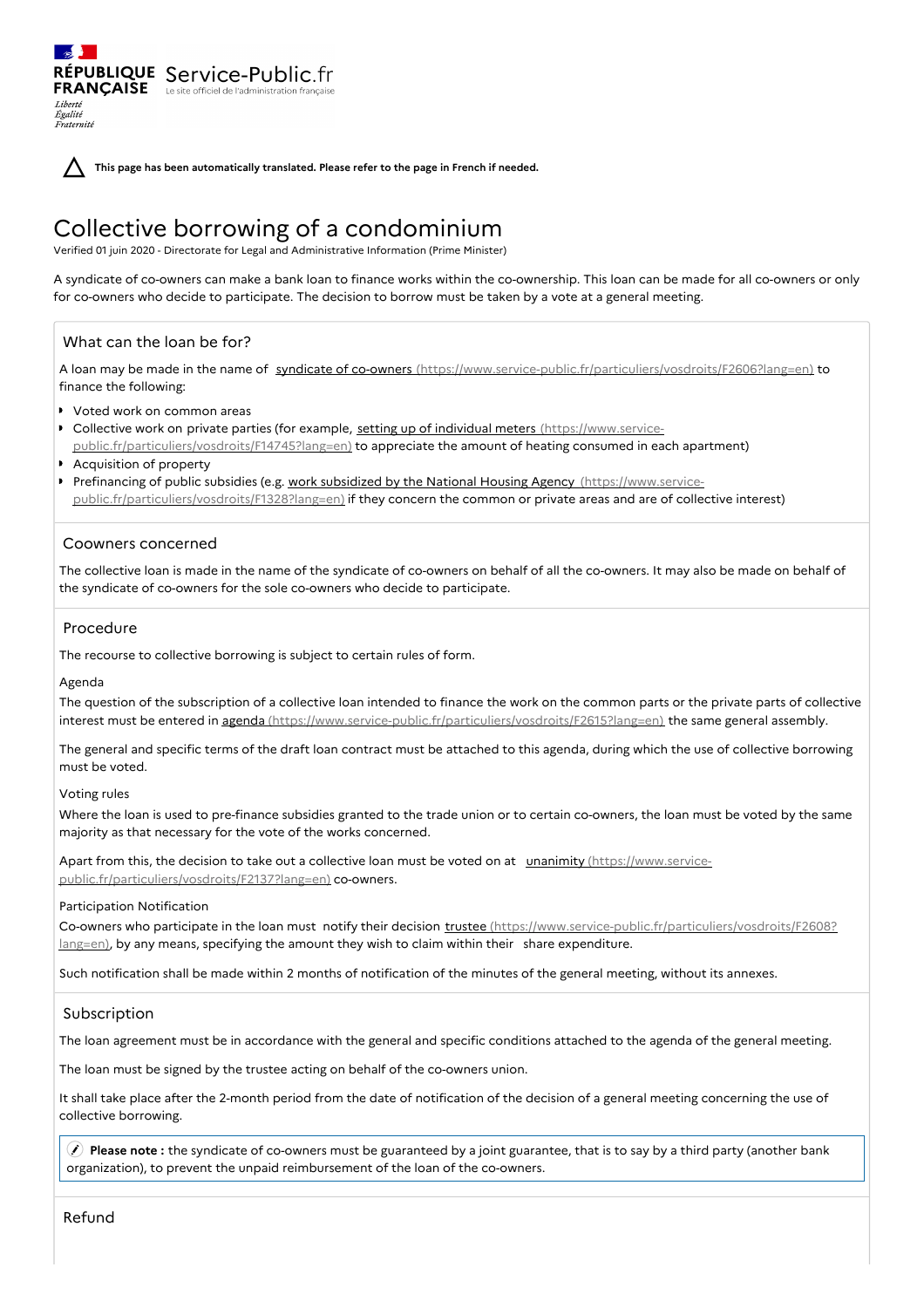**This page has been automatically translated. Please refer to the page in French if needed.**

# Collective borrowing of a condominium

Verified 01 juin 2020 - Directorate for Legal and Administrative Information (Prime Minister)

A syndicate of co-owners can make a bank loan to finance works within the co-ownership. This loan can be made for all co-owners or only for co-owners who decide to participate. The decision to borrow must be taken by a vote at a general meeting.

## What can the loan be for?

A loan may be made in the name of [syndicate of co-owners (https://www.service-public.fr/particuliers/vosdroits/F2606?lang=en)](https://www.service-public.fr/particuliers/vosdroits/F2606?lang=en) to finance the following:

- Voted work on common areas
- Collective work on private parties (for example, [setting up of individual meters (https://www.service-public.fr/particuliers/vosdroits/F14745?lang=en)](https://www.service-public.fr/particuliers/vosdroits/F14745?lang=en) to appreciate the amount of heating consumed in each apartment)
- Acquisition of property
- Prefinancing of public subsidies (e.g. [work subsidized by the National Housing Agency (https://www.service-public.fr/particuliers/vosdroits/F1328?lang=en)](https://www.service-public.fr/particuliers/vosdroits/F1328?lang=en) if they concern the common or private areas and are of collective interest)

## Coowners concerned

The collective loan is made in the name of the syndicate of co-owners on behalf of all the co-owners. It may also be made on behalf of the syndicate of co-owners for the sole co-owners who decide to participate.

## Procedure

The recourse to collective borrowing is subject to certain rules of form.

### Agenda

The question of the subscription of a collective loan intended to finance the work on the common parts or the private parts of collective interest must be entered in [agenda (https://www.service-public.fr/particuliers/vosdroits/F2615?lang=en)](https://www.service-public.fr/particuliers/vosdroits/F2615?lang=en) the same general assembly.

The general and specific terms of the draft loan contract must be attached to this agenda, during which the use of collective borrowing must be voted.

### Voting rules

Where the loan is used to pre-finance subsidies granted to the trade union or to certain co-owners, the loan must be voted by the same majority as that necessary for the vote of the works concerned.

Apart from this, the decision to take out a collective loan must be voted on at [unanimity (https://www.service-public.fr/particuliers/vosdroits/F2137?lang=en)](https://www.service-public.fr/particuliers/vosdroits/F2137?lang=en) co-owners.

### Participation Notification

Co-owners who participate in the loan must notify their decision [trustee (https://www.service-public.fr/particuliers/vosdroits/F2608?lang=en)](https://www.service-public.fr/particuliers/vosdroits/F2608?lang=en), by any means, specifying the amount they wish to claim within their share expenditure.

Such notification shall be made within 2 months of notification of the minutes of the general meeting, without its annexes.

## Subscription

The loan agreement must be in accordance with the general and specific conditions attached to the agenda of the general meeting.

The loan must be signed by the trustee acting on behalf of the co-owners union.

It shall take place after the 2-month period from the date of notification of the decision of a general meeting concerning the use of collective borrowing.

> **Please note :** the syndicate of co-owners must be guaranteed by a joint guarantee, that is to say by a third party (another bank organization), to prevent the unpaid reimbursement of the loan of the co-owners.

## Refund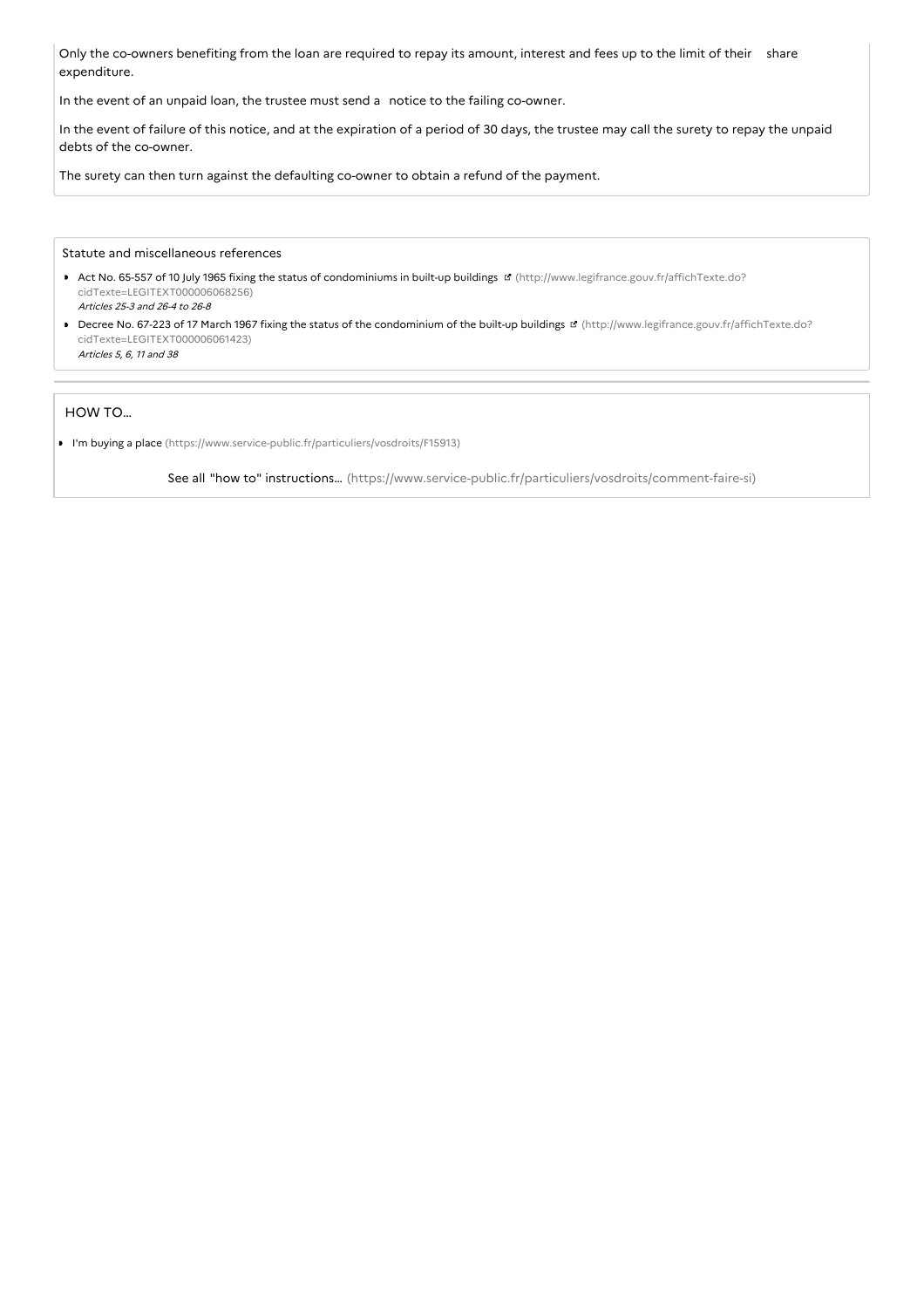Only the co-owners benefiting from the loan are required to repay its amount, interest and fees up to the limit of their share expenditure.

In the event of an unpaid loan, the trustee must send a notice to the failing co-owner.

In the event of failure of this notice, and at the expiration of a period of 30 days, the trustee may call the surety to repay the unpaid debts of the co-owner.

The surety can then turn against the defaulting co-owner to obtain a refund of the payment.

Statute and miscellaneous references

- Act No. 65-557 of 10 July 1965 fixing the status of condominiums in built-up buildings (http://www.legifrance.gouv.fr/affichTexte.do?cidTexte=LEGITEXT000006068256)
  *Articles 25-3 and 26-4 to 26-8*
- Decree No. 67-223 of 17 March 1967 fixing the status of the condominium of the built-up buildings (http://www.legifrance.gouv.fr/affichTexte.do?cidTexte=LEGITEXT000006061423)
  *Articles 5, 6, 11 and 38*

## HOW TO...

- I'm buying a place (https://www.service-public.fr/particuliers/vosdroits/F15913)

See all "how to" instructions... (https://www.service-public.fr/particuliers/vosdroits/comment-faire-si)